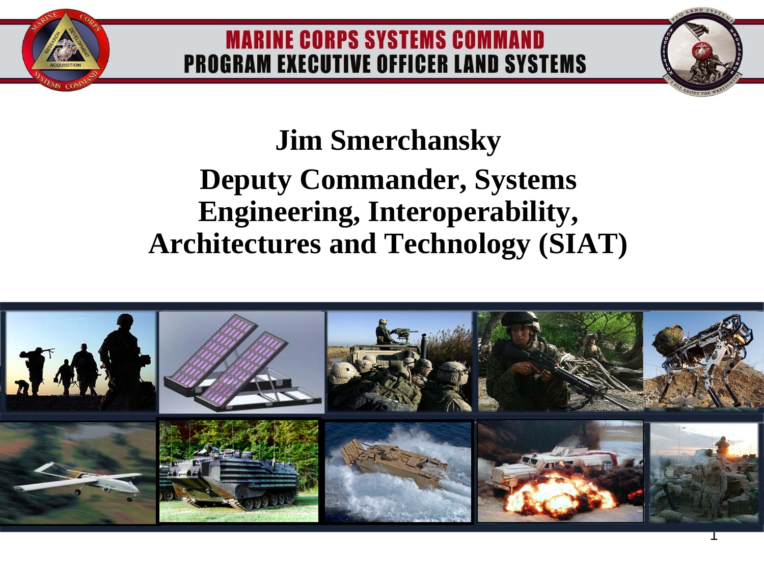# MARINE CORPS SYSTEMS COMMAND
# PROGRAM EXECUTIVE OFFICER LAND SYSTEMS

## Jim Smerchansky

## Deputy Commander, Systems Engineering, Interoperability, Architectures and Technology (SIAT)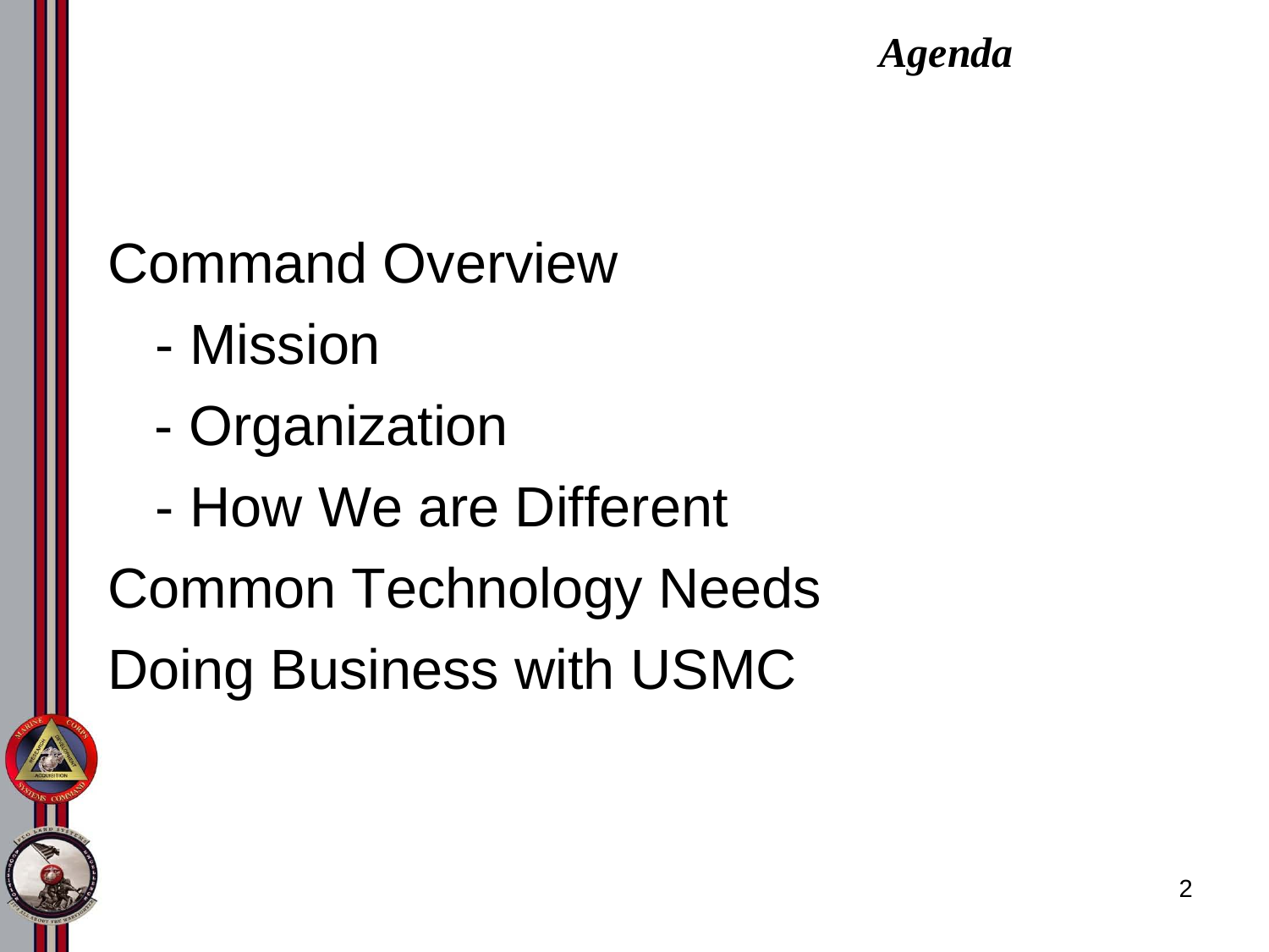# *Agenda*

Command Overview

- Mission
- Organization
- How We are Different

Common Technology Needs

Doing Business with USMC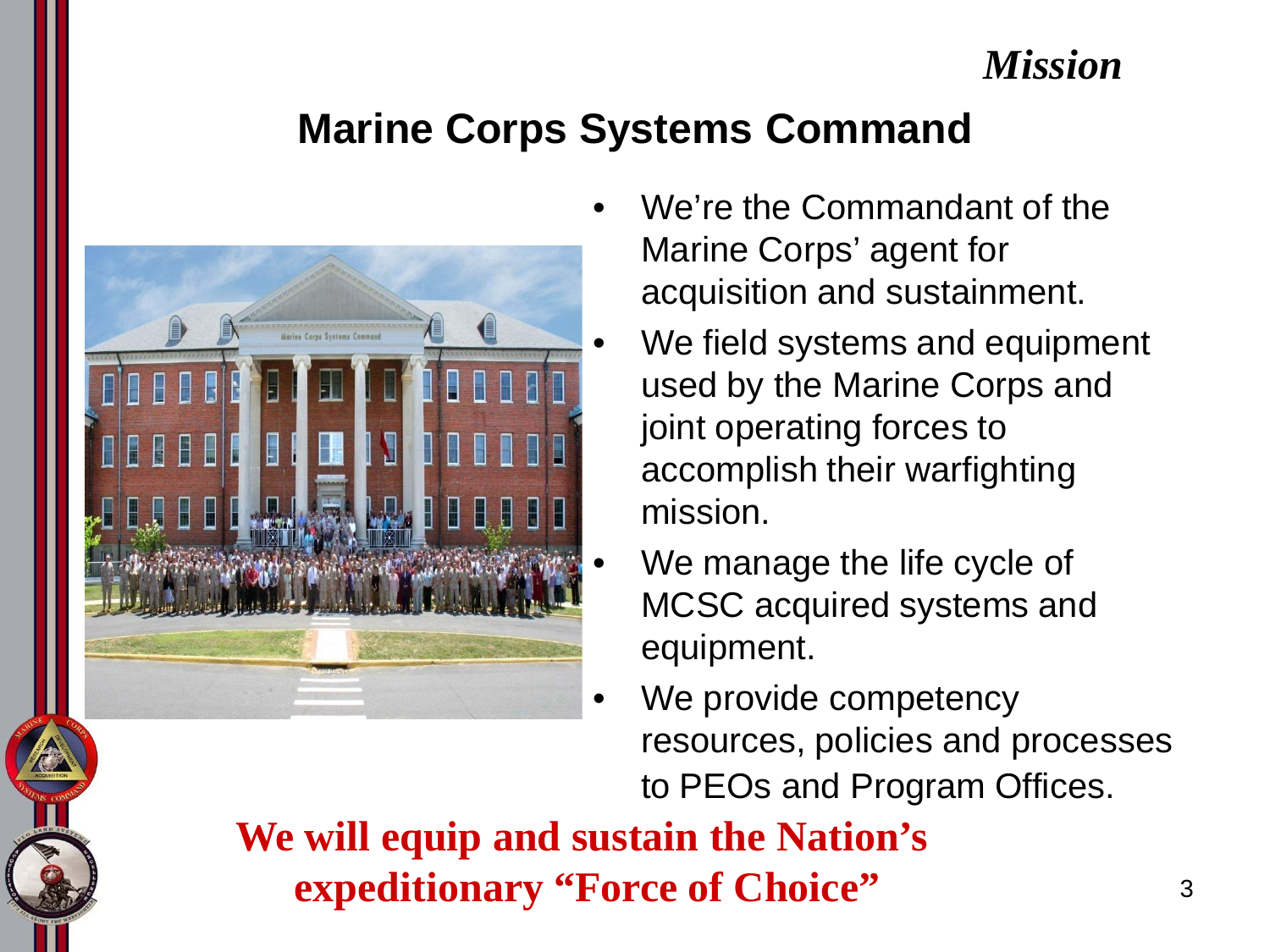*Mission*

# Marine Corps Systems Command

- We're the Commandant of the Marine Corps' agent for acquisition and sustainment.
- We field systems and equipment used by the Marine Corps and joint operating forces to accomplish their warfighting mission.
- We manage the life cycle of MCSC acquired systems and equipment.
- We provide competency resources, policies and processes to PEOs and Program Offices.

**We will equip and sustain the Nation's expeditionary "Force of Choice"**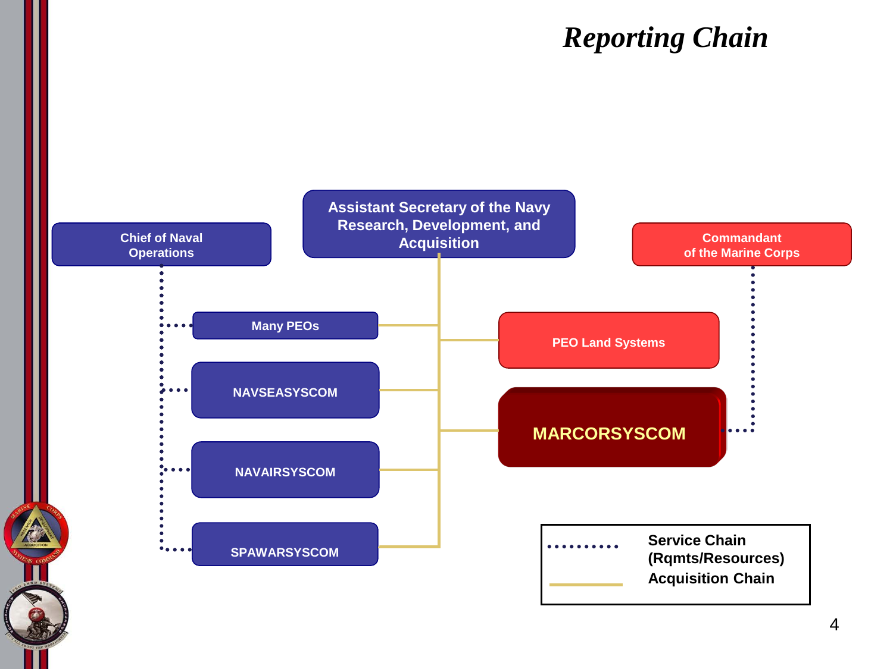# Reporting Chain

Assistant Secretary of the Navy Research, Development, and Acquisition

Chief of Naval Operations

Commandant of the Marine Corps

Many PEOs

NAVSEASYSCOM

NAVAIRSYSCOM

SPAWARSYSCOM

PEO Land Systems

MARCORSYSCOM

Service Chain (Rqmts/Resources)

Acquisition Chain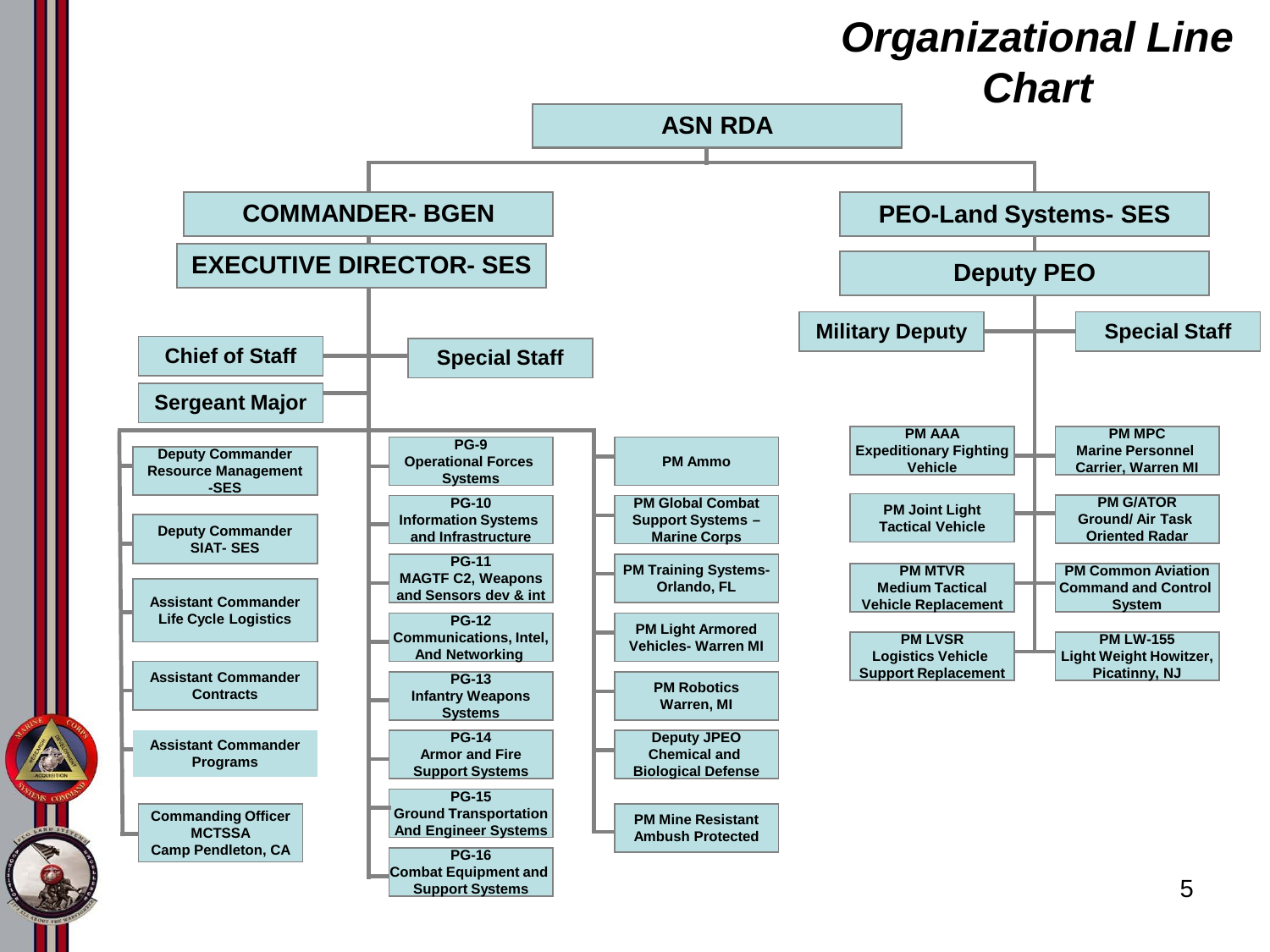# Organizational Line Chart

- **ASN RDA**
  - **COMMANDER- BGEN**
    - **EXECUTIVE DIRECTOR- SES**
      - Chief of Staff
      - Sergeant Major
      - Special Staff
      - Deputy Commander Resource Management -SES
      - Deputy Commander SIAT- SES
      - Assistant Commander Life Cycle Logistics
      - Assistant Commander Contracts
      - Assistant Commander Programs
      - Commanding Officer MCTSSA Camp Pendleton, CA
      - PG-9 Operational Forces Systems
      - PG-10 Information Systems and Infrastructure
      - PG-11 MAGTF C2, Weapons and Sensors dev & int
      - PG-12 Communications, Intel, And Networking
      - PG-13 Infantry Weapons Systems
      - PG-14 Armor and Fire Support Systems
      - PG-15 Ground Transportation And Engineer Systems
      - PG-16 Combat Equipment and Support Systems
      - PM Ammo
      - PM Global Combat Support Systems – Marine Corps
      - PM Training Systems- Orlando, FL
      - PM Light Armored Vehicles- Warren MI
      - PM Robotics Warren, MI
      - Deputy JPEO Chemical and Biological Defense
      - PM Mine Resistant Ambush Protected
  - **PEO-Land Systems- SES**
    - **Deputy PEO**
      - Military Deputy
      - Special Staff
      - PM AAA Expeditionary Fighting Vehicle
      - PM Joint Light Tactical Vehicle
      - PM MTVR Medium Tactical Vehicle Replacement
      - PM LVSR Logistics Vehicle Support Replacement
      - PM MPC Marine Personnel Carrier, Warren MI
      - PM G/ATOR Ground/ Air Task Oriented Radar
      - PM Common Aviation Command and Control System
      - PM LW-155 Light Weight Howitzer, Picatinny, NJ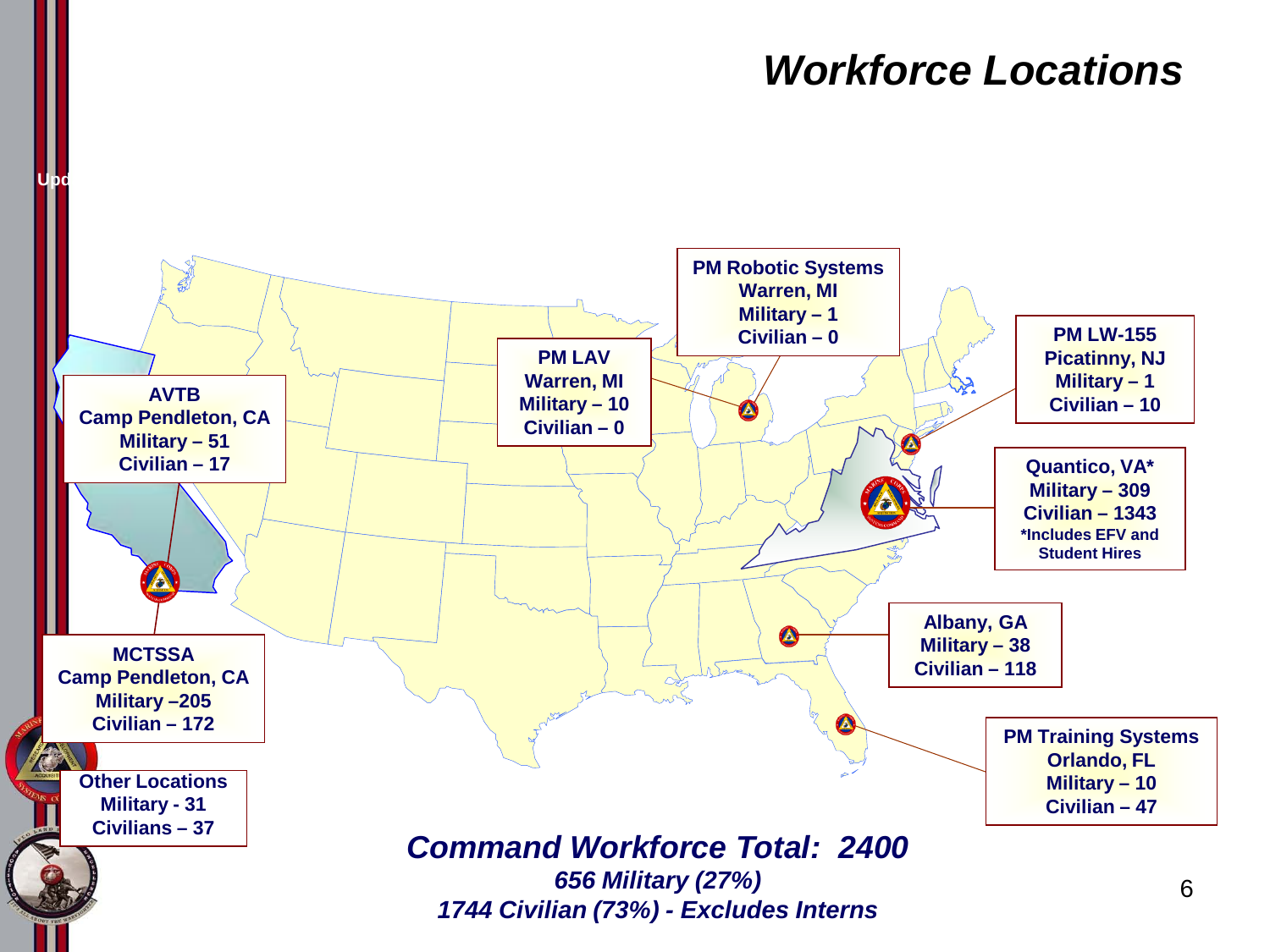# *Workforce Locations*

**PM Robotic Systems**
**Warren, MI**
**Military – 1**
**Civilian – 0**

**PM LAV**
**Warren, MI**
**Military – 10**
**Civilian – 0**

**PM LW-155**
**Picatinny, NJ**
**Military – 1**
**Civilian – 10**

**AVTB**
**Camp Pendleton, CA**
**Military – 51**
**Civilian – 17**

**Quantico, VA***
**Military – 309**
**Civilian – 1343**
***Includes EFV and Student Hires**

**Albany, GA**
**Military – 38**
**Civilian – 118**

**MCTSSA**
**Camp Pendleton, CA**
**Military –205**
**Civilian – 172**

**PM Training Systems**
**Orlando, FL**
**Military – 10**
**Civilian – 47**

**Other Locations**
**Military - 31**
**Civilians – 37**

***Command Workforce Total: 2400***

***656 Military (27%)***

***1744 Civilian (73%) - Excludes Interns***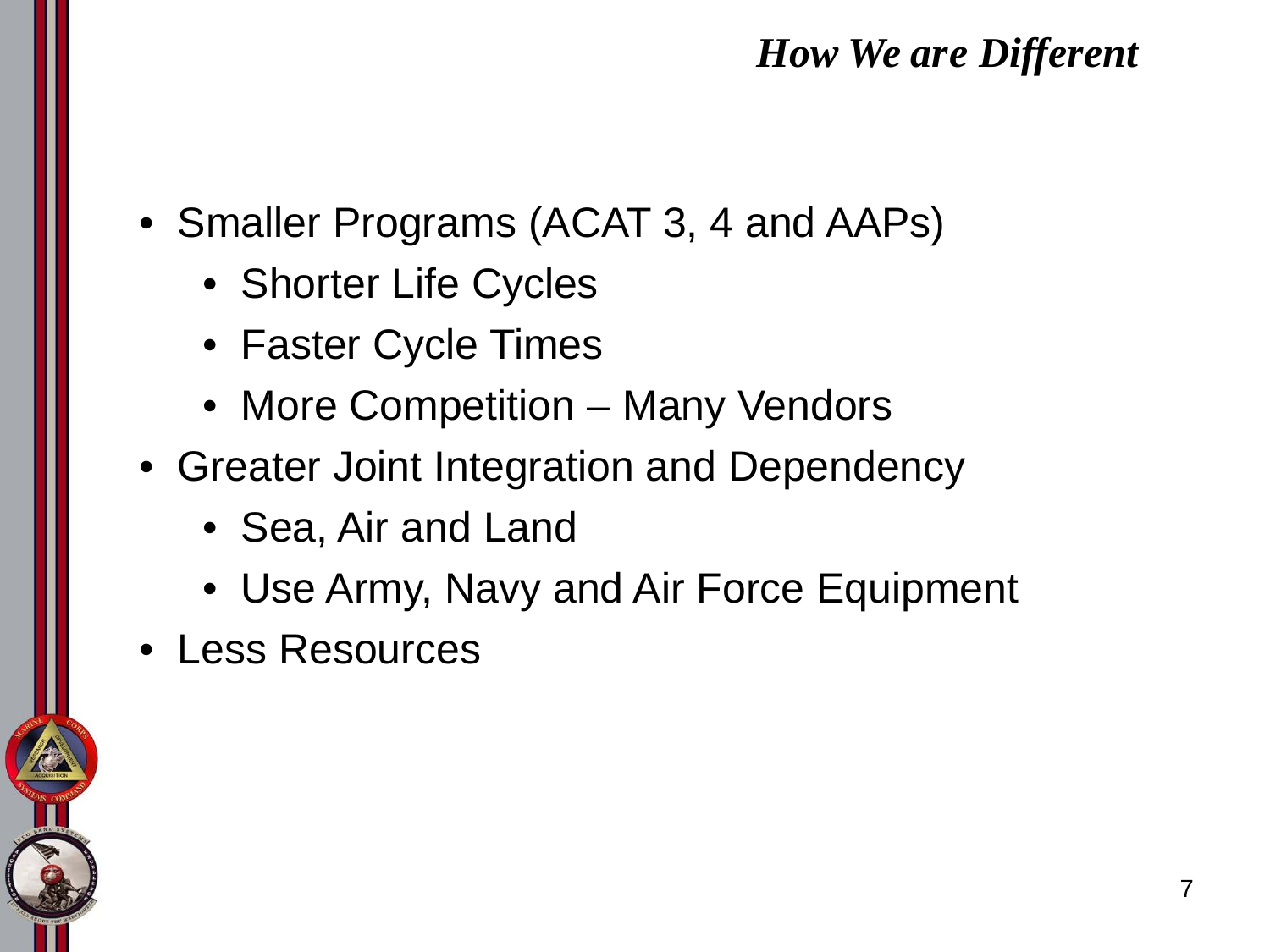# *How We are Different*

- Smaller Programs (ACAT 3, 4 and AAPs)
  - Shorter Life Cycles
  - Faster Cycle Times
  - More Competition – Many Vendors
- Greater Joint Integration and Dependency
  - Sea, Air and Land
  - Use Army, Navy and Air Force Equipment
- Less Resources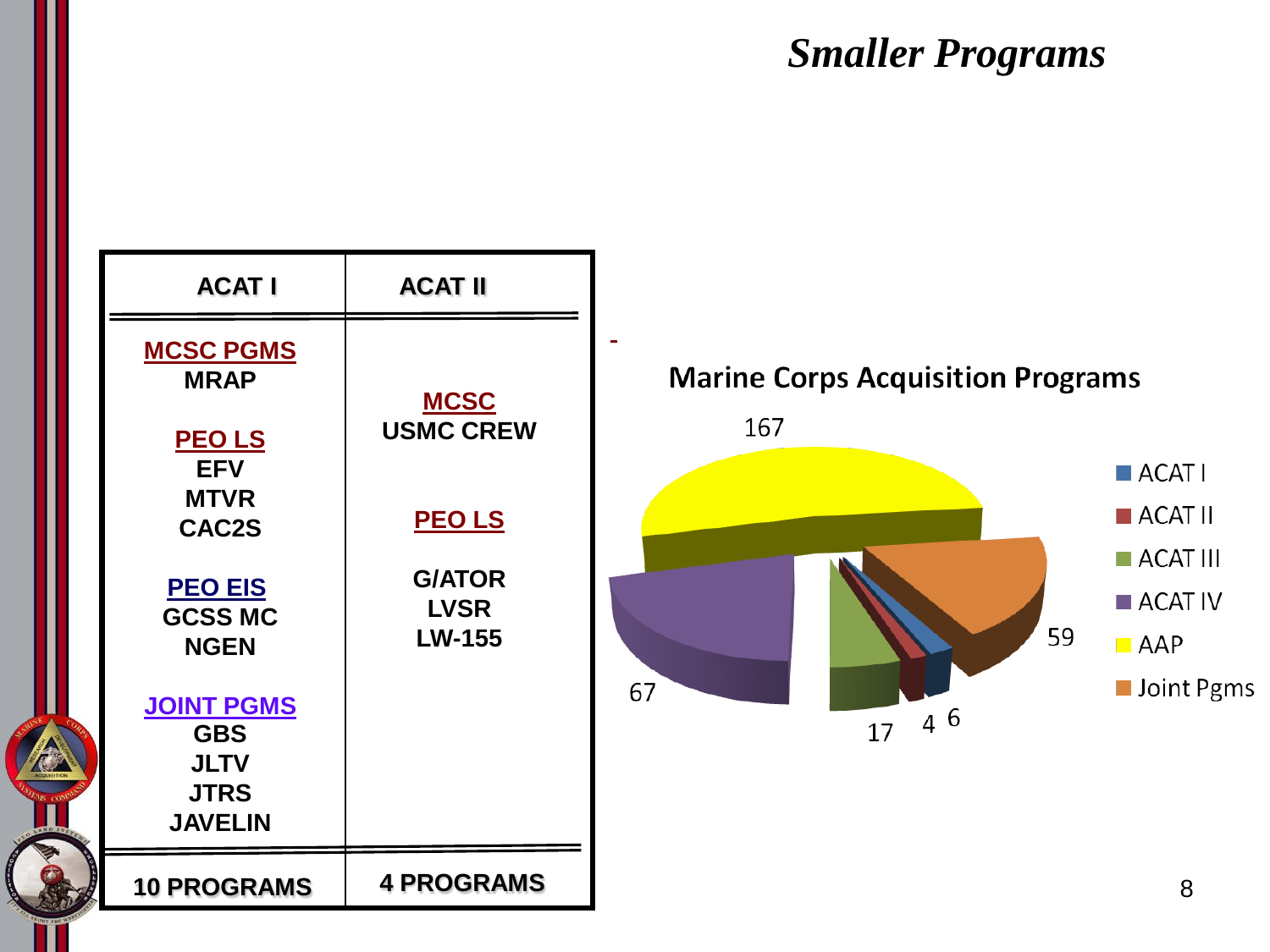# *Smaller Programs*

| ACAT I | ACAT II |
|---|---|
| **MCSC PGMS**<br>MRAP<br><br>**PEO LS**<br>EFV<br>MTVR<br>CAC2S<br><br>**PEO EIS**<br>GCSS MC<br>NGEN<br><br>**JOINT PGMS**<br>GBS<br>JLTV<br>JTRS<br>JAVELIN | **MCSC**<br>USMC CREW<br><br>**PEO LS**<br><br>G/ATOR<br>LVSR<br>LW-155 |
| **10 PROGRAMS** | **4 PROGRAMS** |

**Marine Corps Acquisition Programs**

| Category | Number |
|---|---|
| ACAT I | 6 |
| ACAT II | 4 |
| ACAT III | 17 |
| ACAT IV | 67 |
| AAP | 167 |
| Joint Pgms | 59 |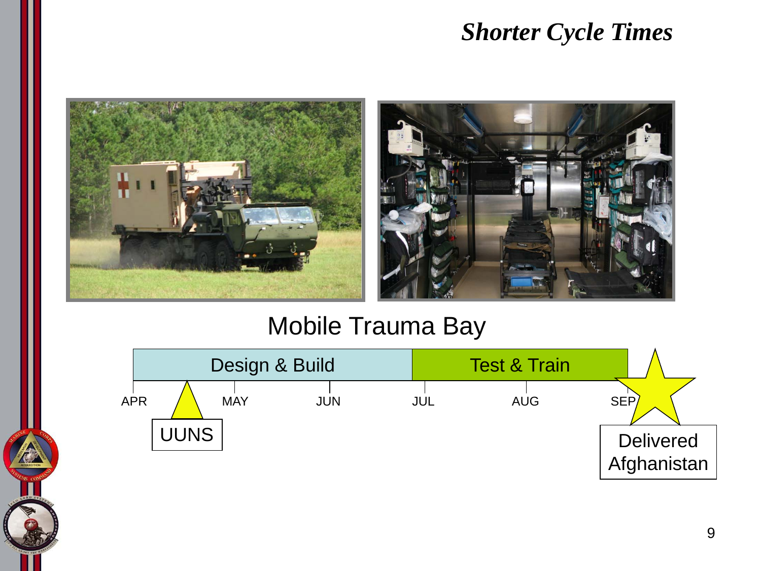# *Shorter Cycle Times*

## Mobile Trauma Bay

| Design & Build | Test & Train |
| --- | --- |

APR — MAY — JUN — JUL — AUG — SEP

UUNS

Delivered Afghanistan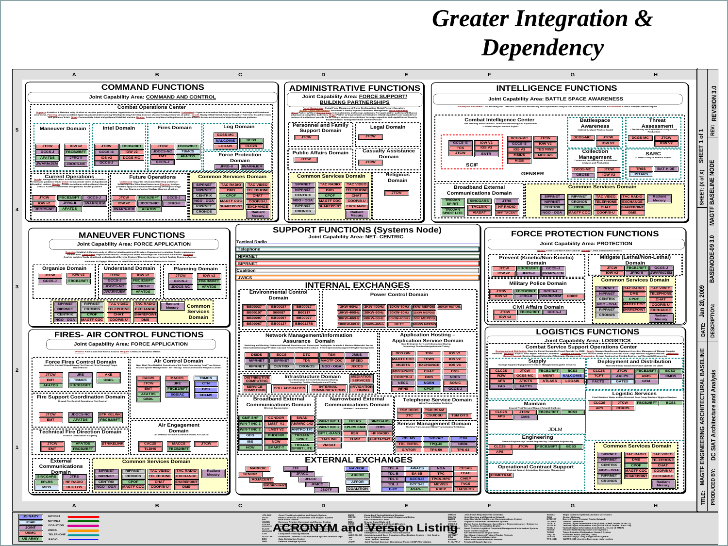# Greater Integration & Dependency

## COMMAND FUNCTIONS

Joint Capability Area: COMMAND AND CONTROL

### Combat Operations Center

- **Maneuver Domain**: JTCW, IOW v2, GCCS-J, FBCB2/BFT, AFATDS, JFRG-II, JWARN/JEM, JDOCS-NC
- **Intel Domain**: JTCW, FBCB2/BFT, GCCS-I3, IOW v2, IOS v3, DCGS-MC, GCCS-J
- **Fires Domain**: JTCW, FBCB2/BFT, JDOCS-NC, TBMCS, EMT, AFATDS, GCCS-J
- **Log Domain**: GCSS-MC, NALCOMIS, BCS3, LOGAIS, CLC2S
- **Force Protection Domain**: JFRG-II, JWARN/JEM
- **Current Operations**: JTCW, FBCB2/BFT, GCCS-J, IOW v2, JFRG-II, JWARN/JEM, JDOCS-NC, AFATDS
- **Future Operations**: JTCW, FBCB2/BFT, GCCS-J, IOW v2, JDOCS-NC, JFRG-II, JWARN/JEM, AFATDS
- **Common Services Domain**: SIPRNET, TAC RADIO, TAC VIDEO, NIPRNET, DMS, TELEPHONE, CENTRIX, CPOF, CHAT, NGO - OGA, MAGTF COC, COOP/B-U, RIPRNET, SHAREPOINT, EXCHANGE, CRONOS, Radiant Mercury

## ADMINISTRATIVE FUNCTIONS

Joint Capability Area: FORCE SUPPORT/ BUILDING PARTNERSHIPS

- **Personnel and Family Support Domain**: JTCW
- **Legal Domain**: JTCW
- **Public Affairs Domain**: JTCW
- **Casualty Assistance Domain**: JTCW
- **Common Services Domain**: SIPRNET, TAC RADIO, TAC VIDEO, NIPRNET, DMS, TELEPHONE, CENTRIX, CPOF, CHAT, NGO - OGA, MAGTF COC, COOP/B-U, RIPRNET, SHAREPOINT, EXCHANGE, CRONOS, Radiant Mercury
- **Religious Domain**: JTCW

## INTELLIGENCE FUNCTIONS

Joint Capability Area: BATTLE SPACE AWARENESS

### Combat Intelligence Center

- **SCIF**: GCCS-I3, IOW v2, TCS, IOS V3, JTCW, ENTR
- **GENSER**: DCGS-MC, JTCW, GCCS-I3, IOW V2, IOS V3, TEG RWS, MSIDS, MEF IAS, MIDB
- **Battlespace Awareness**: DCGS-MC, JTCW, IOW V2
- **Threat Assessment**: DCGS-MC, JTCW, IOW V2
- **Collection Management**: DCGS-MC, JTCW, GBOSS, IOW V2
- **SARC**: TRSS, BAT-HIDE, JSTARS
- **Broadband External Communications Domain**: TROJAN SPIRIT, SINCGARS, JTRS, TACLINK, HF RADIO, TROJAN SPIRIT LITE, VIASAT, UHF TACSAT
- **Common Services Domain**: SIPRNET, RIPRNET, TAC VIDEO, TAC RADIO, Radiant Mercury, NIPRNET, CRONOS, TELEPHONE, EXCHANGE, CENTRIX, CPOF, CHAT, SHAREPOINT, NGO - OGA, MAGTF COC, COOP/B-U, DMS

## MANEUVER FUNCTIONS

Joint Capability Area: FORCE APPLICATION

- **Organize Domain**: JTCW, IOW v2, GCCS-J, FBCB2/BFT
- **Understand Domain**: JTCW, IOW v2, GCCS-J, FBCB2/BFT, JDOCS-NC, JFRG-II, JWARN/JEM, AFATDS
- **Planning Domain**: JTCW, IOW v2, GCCS-J, FBCB2/BFT, JDOCS-NC, AFATDS
- **Common Services Domain**: SIPRNET, RIPRNET, TAC VIDEO, TAC RADIO, Radiant Mercury, NIPRNET, CRONOS, TELEPHONE, EXCHANGE, CENTRIX, CPOF, CHAT, SHAREPOINT, NGO - OGA, MAGTF COC, COOP/B-U, DMS

## SUPPORT FUNCTIONS (Systems Node)

Joint Capability Area: NET- CENTRIC

- Tactical Radio
- Telephone
- NIPRNET
- SIPRNET
- Coalition
- JWICS

### INTERNAL EXCHANGES

- **Environmental Control Domain**: BB00037, BB00027, BB00017, BB00107, B00087, B00117, BB00057, BB00097, BB00077, BB00067, BB00137, BB00127B
- **Power Control Domain**: 3KW-60Hz, 3KW-400Hz, 10KW-60Hz, 5KW MEPDIS, 100KW MEPDIS, 10KW-400Hz, 20KW-60Hz, 30KW-60Hz, 15KW MEPDIS, 30KW-400Hz, 60KW-60Hz, 60KW-400Hz, 30K MEPDIS, 100KW-60Hz, 100KW-400Hz, GETT, 200KW MEPDIS
- **Network Management/Information Assurance Domain**: DSIDS, ECCS, DTC, TSM, JMNS, NIPRNET, SIPRNET, TDN, MAGTF COC, SPEED, RIPRNET, CENTRIX, CRONOS, NGO - OGA, JECCS
- **Infrastructure Domain**: DISTRIBUTIVE COMPUTING, MEDIATION SERVICES, SERVICE COMPUTING, COLLABORATION, INTERNAL COMMUNICATIONS, NAVIGATION / TIMING
- **Application Hosting – Application Service Domain**: DDS GW, TDN, IOS V1, MAGTF COC, TCWS, IOS V2, MCEITS, EXCHANGE, IOS V3, SHAREPOINT, CHAT, DNS, COOP/B-U, DMS, NCES, NECC, NGEN, SONIC, WFNS, CPOF, GCCS-J
- **Broadband External Communications Domain**: GMF-SHF, CONDOR, SWAN, WIN-T INC 1, LMST V1, AN/MRC-142, WIN-T INC 2, LMST V2, AN/TRC-170, GBS, PHOENIX, TROJAN SPIRIT, IBS, NCW, HCW, SMART-T, TROJAN SPIRIT LITE
- **Narrowband External Communications Domain**: WIN-T INC 1, EPLRS, SINCGARS, WIN-T INC 2, EPLRS ENM, JTRS, BFT L-BAND, IISR, HF RADIO, TACLINK, ELMR, UHF TACSAT, VIASAT
- **Telephone Service Domain**: TSM DEOS, TSM RSAM, DTC, CSU/DSU, TSM DITS
- **Sensor Management Domain**: CDLMS, SGS/AC, CTN, TDL CNTRL, TPQ-46, GBDL, G/ATOR, TPS-59, TPS-63

### EXTERNAL EXCHANGES

MARFOR, SENIOR, ADJACENT, SUBORDINANT, JTF, JFACC, JFLCC, JFMCC, JSOTF, NAVFOR, ARFOR, AFFOR, COALITION, TDL A, AWACS, NGA, CESAS, TDL B, EA-6B, TPC, TCAC, TDL C, GCCS-I3, TPCS-MPC, CIHEP, TDL J, GCCS-I3, MEWSS, TVCS, E-2C, ASAS-L, RREP, UAS/UGS

## FIRES- AIR CONTROL FUNCTIONS

Joint Capability Area: FORCE APPLICATION

- **Force Fires Control Domain**: JTCW, JRE, AXE, EMT, TBMCS, GBDL, AFATDS, FBCB2/BFT
- **Air Control Domain**: CAC2S, MACCS, TBMCS, JTCW, JRE, CTN, EMT, FBCB2/BFT, DDS, AFATDS, SGS/AC, CDLMS, GBDL
- **Fire Support Coordination Domain**: JTCW, JDOCS-NC, STRIKELINK, EMT, AFATDS, FBCB2/BFT
- **Air Engagement Domain**
- **Technical Fire Direction Domain**: JTCW, AFATDS, STRIKELINK, EMT, FBCB2/BFT
- CAC2S, MACCS, JTCW, TLDHS, FBCB2/BFT
- **External Communications Domain**: SINCGARS, JTRS, EPLRS, HF RADIO, MIDS, UHF LOS
- **Common Services Domain**: SIPRNET, RIPRNET, TAC VIDEO, TAC RADIO, Radiant Mercury, NIPRNET, CRONOS, TELEPHONE, EXCHANGE, CENTRIX, CPOF, CHAT, SHAREPOINT, NGO - OGA, MAGTF COC, COOP/B-U, DMS

## FORCE PROTECTION FUNCTIONS

Joint Capability Area: PROTECTION

- **Prevent (Kinetic/Non-Kinetic) Domain**: JTCW, FBCB2/BFT, GCCS-J, IOW v2, JFRG-II, JWARN/JEM
- **Mitigate (Lethal/Non-Lethal) Domain**: JTCW, FBCB2/BFT, GCCS-J, IOW v2, JFRG-II, JWARN/JEM
- **Military Police Domain**: JTCW, FBCB2/BFT, GCCS-J, IOW v2, JFRG-II, JWARN/JEM, CBIRF
- **Civil Affairs Domain**: JTCW, FBCB2/BFT, GCCS-J, IOW v2
- **Common Services Domain**: SIPRNET, TAC RADIO, TAC VIDEO, NIPRNET, DMS, TELEPHONE, CENTRIX, CPOF, CHAT, NGO - OGA, MAGTF COC, COOP/B-U, RIPRNET, SHAREPOINT, EXCHANGE, CRONOS, Radiant Mercury

## LOGISTICS FUNCTIONS

Joint Capability Area: LOGISTICS

### Combat Service Support Operations Center

- **Supply**: CLC2S, JTCW, FBCB2/BFT, BCS3, W2W, GCSS-MC, MERIT, NALCOMIS, APS, ATICTS, ATLASS, LOGAIS, FAS, FACTS
- **Deployment and Distribution**: CLC2S, JTCW, FBCB2/BFT, BCS3, TCPT, AALPS, AIMS, CMOS, FACTS, GATES, GFM
- **Logistic Services**: CLC2S, JTCW, FBCB2/BFT, BCS3, APS, CORRS
- **Maintain**: CLC2S, JTCW, FBCB2/BFT, BCS3, APS, CMIS
- **JDLM**
- **Engineering**: CLC2S, JTCW, FBCB2/BFT, BCS3, APS
- **Operational Contract Support**: COMPTRAK
- **Common Services Domain**: SIPRNET, TAC RADIO, TAC VIDEO, NIPRNET, DMS, TELEPHONE, CENTRIX, CPOF, CHAT, NGO - OGA, MAGTF COC, COOP/B-U, RIPRNET, SHAREPOINT, EXCHANGE, CRONOS, Radiant Mercury

## Legend

- US NAVY, USAF, JOINT, USMC, US ARMY
- SIPRNET, NIPRNET, COALITION, JWICS, TELEPHONE, RADIO

## ACRONYM and Version Listing

TITLE: MAGTF ENGINEERING ARCHITECTURAL BASELINE  
PRODUCED BY: DC SIAT Architecture and Analysis  
DATE: Jan 20, 2009  
DESCRIPTION: BASENODE-09 3.0  
SHEET: (X of X) MAGTF BASELINE NODE  
SHEET 1 of 1  
REV: REVISION 3.0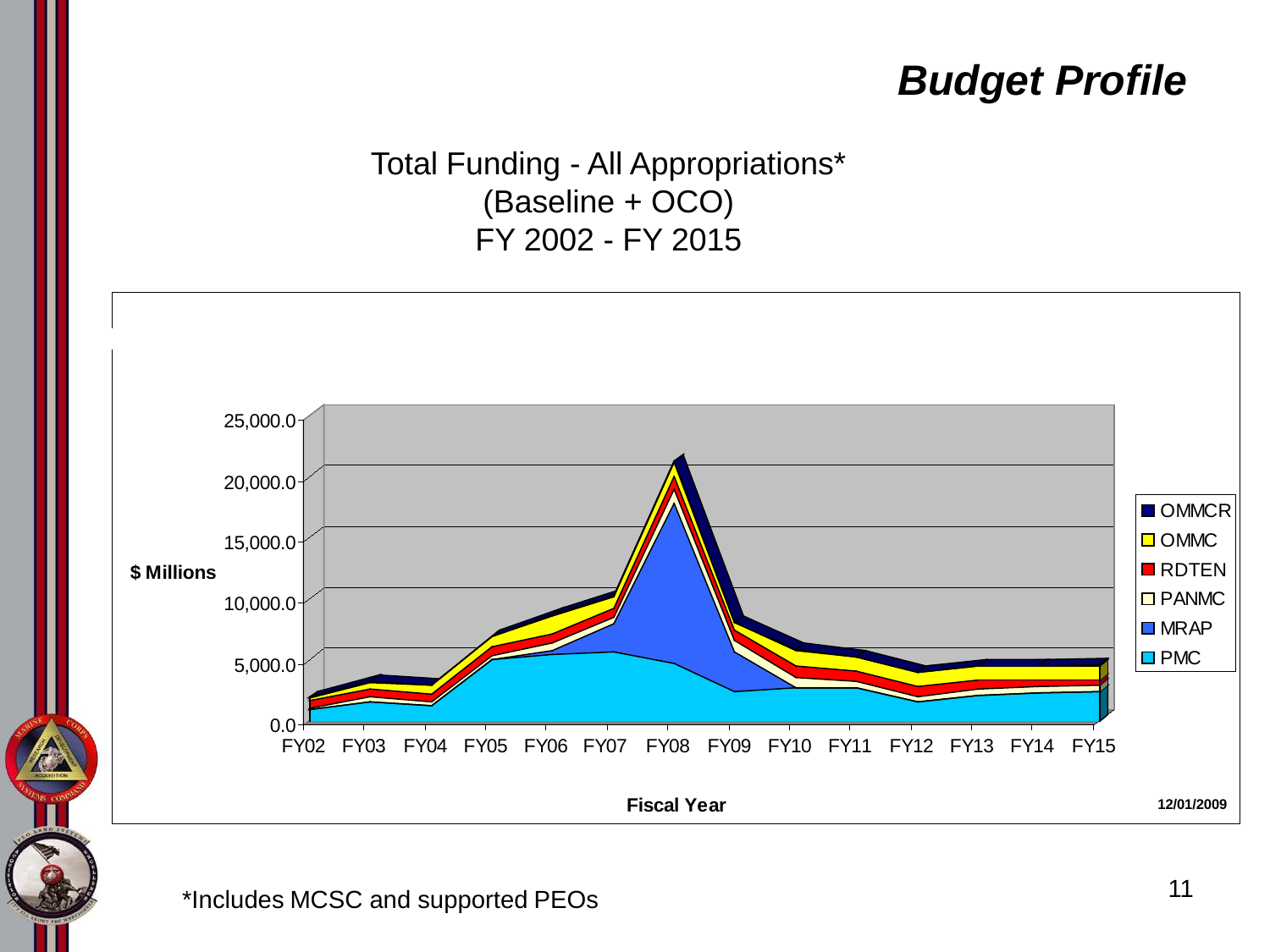# Budget Profile

Total Funding - All Appropriations*
(Baseline + OCO)
FY 2002 - FY 2015

$ Millions

25,000.0
20,000.0
15,000.0
10,000.0
5,000.0
0.0

FY02 FY03 FY04 FY05 FY06 FY07 FY08 FY09 FY10 FY11 FY12 FY13 FY14 FY15

Fiscal Year

- OMMCR
- OMMC
- RDTEN
- PANMC
- MRAP
- PMC

12/01/2009

*Includes MCSC and supported PEOs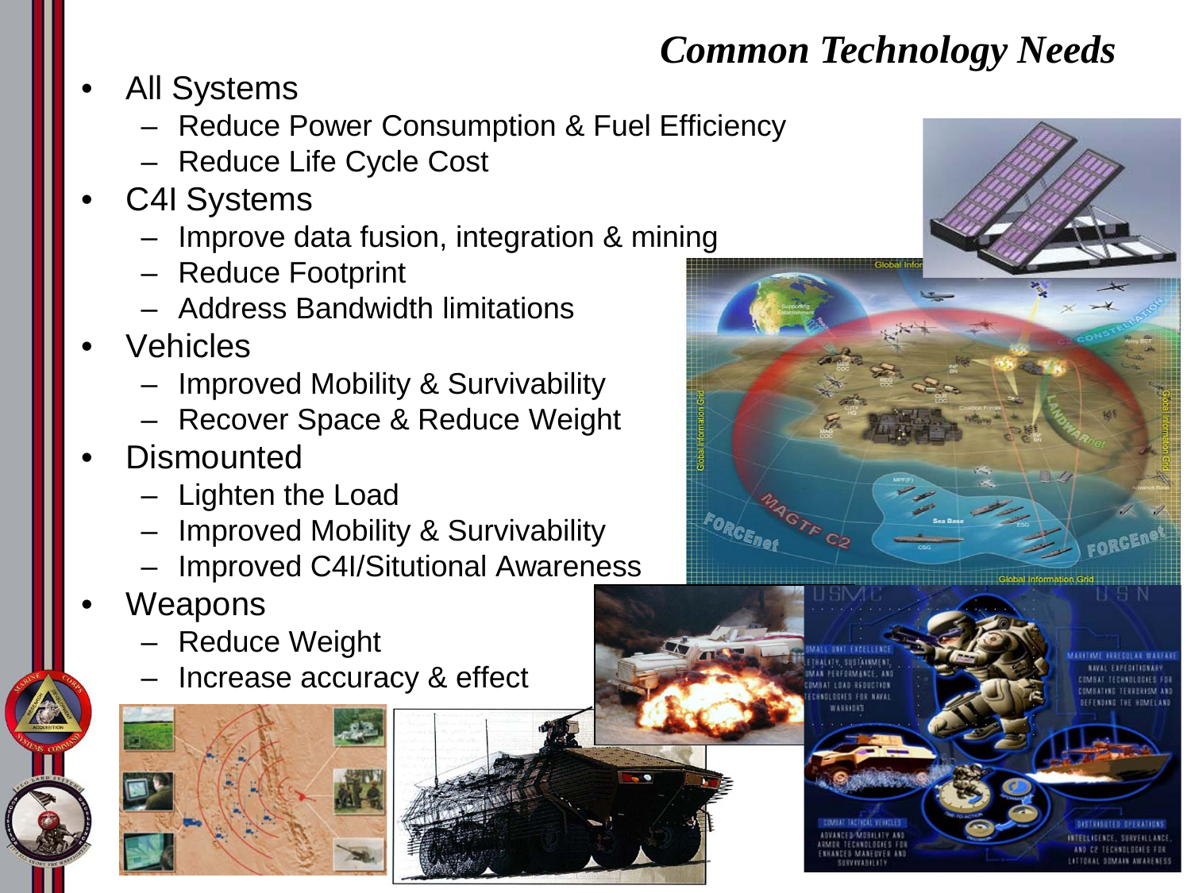# *Common Technology Needs*

- All Systems
  - Reduce Power Consumption & Fuel Efficiency
  - Reduce Life Cycle Cost
- C4I Systems
  - Improve data fusion, integration & mining
  - Reduce Footprint
  - Address Bandwidth limitations
- Vehicles
  - Improved Mobility & Survivability
  - Recover Space & Reduce Weight
- Dismounted
  - Lighten the Load
  - Improved Mobility & Survivability
  - Improved C4I/Situtional Awareness
- Weapons
  - Reduce Weight
  - Increase accuracy & effect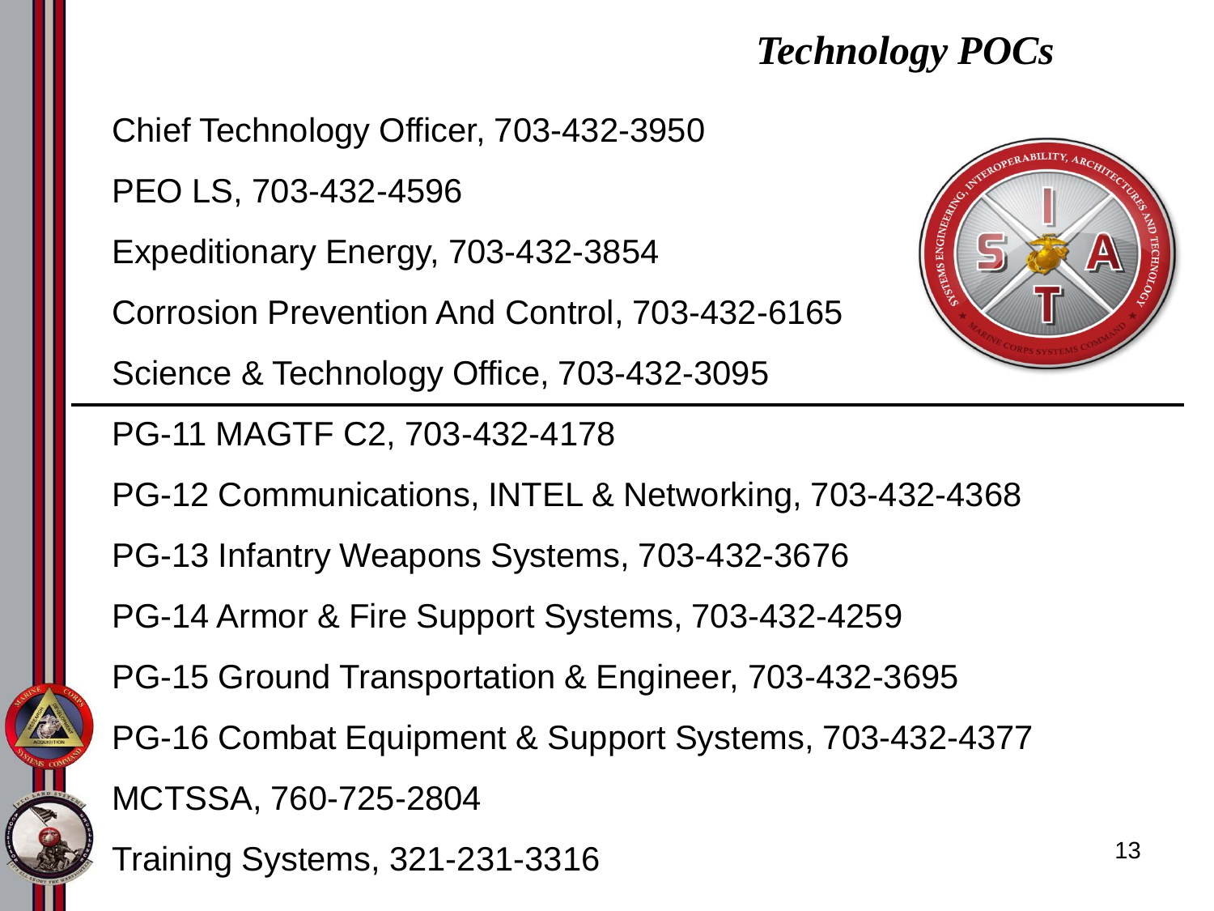# *Technology POCs*

Chief Technology Officer, 703-432-3950

PEO LS, 703-432-4596

Expeditionary Energy, 703-432-3854

Corrosion Prevention And Control, 703-432-6165

Science & Technology Office, 703-432-3095

---

PG-11 MAGTF C2, 703-432-4178

PG-12 Communications, INTEL & Networking, 703-432-4368

PG-13 Infantry Weapons Systems, 703-432-3676

PG-14 Armor & Fire Support Systems, 703-432-4259

PG-15 Ground Transportation & Engineer, 703-432-3695

PG-16 Combat Equipment & Support Systems, 703-432-4377

MCTSSA, 760-725-2804

Training Systems, 321-231-3316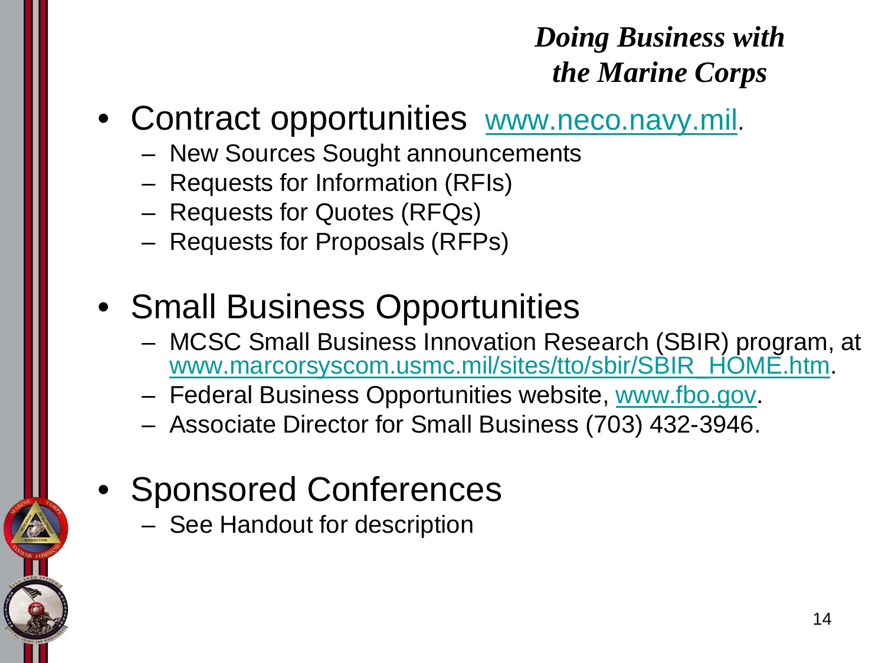## *Doing Business with the Marine Corps*

- Contract opportunities www.neco.navy.mil.
  - New Sources Sought announcements
  - Requests for Information (RFIs)
  - Requests for Quotes (RFQs)
  - Requests for Proposals (RFPs)

- Small Business Opportunities
  - MCSC Small Business Innovation Research (SBIR) program, at www.marcorsyscom.usmc.mil/sites/tto/sbir/SBIR_HOME.htm.
  - Federal Business Opportunities website, www.fbo.gov.
  - Associate Director for Small Business (703) 432-3946.

- Sponsored Conferences
  - See Handout for description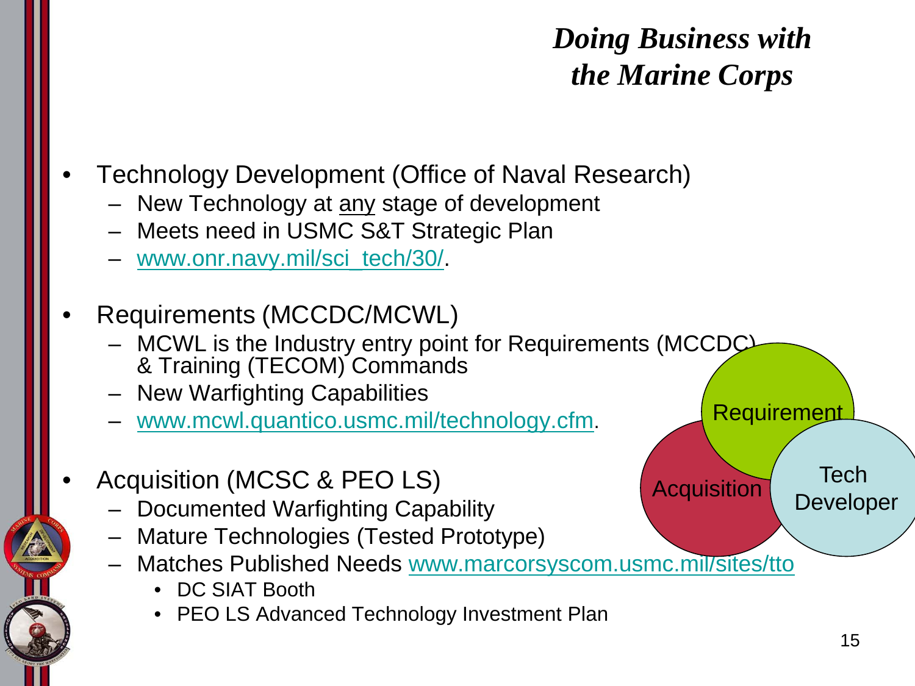# *Doing Business with the Marine Corps*

- Technology Development (Office of Naval Research)
  - New Technology at <u>any</u> stage of development
  - Meets need in USMC S&T Strategic Plan
  - www.onr.navy.mil/sci_tech/30/.
- Requirements (MCCDC/MCWL)
  - MCWL is the Industry entry point for Requirements (MCCDC) & Training (TECOM) Commands
  - New Warfighting Capabilities
  - www.mcwl.quantico.usmc.mil/technology.cfm.
- Acquisition (MCSC & PEO LS)
  - Documented Warfighting Capability
  - Mature Technologies (Tested Prototype)
  - Matches Published Needs www.marcorsyscom.usmc.mil/sites/tto
    - DC SIAT Booth
    - PEO LS Advanced Technology Investment Plan

Requirement

Acquisition

Tech Developer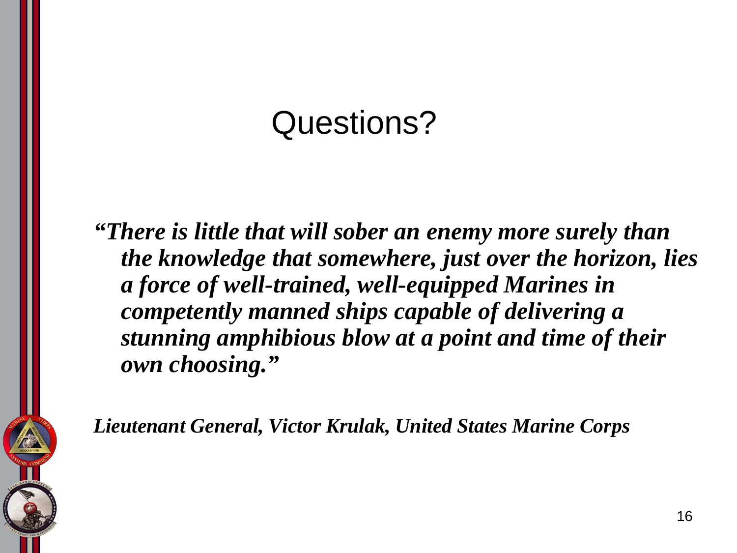# Questions?

***"There is little that will sober an enemy more surely than the knowledge that somewhere, just over the horizon, lies a force of well-trained, well-equipped Marines in competently manned ships capable of delivering a stunning amphibious blow at a point and time of their own choosing."***

***Lieutenant General, Victor Krulak, United States Marine Corps***